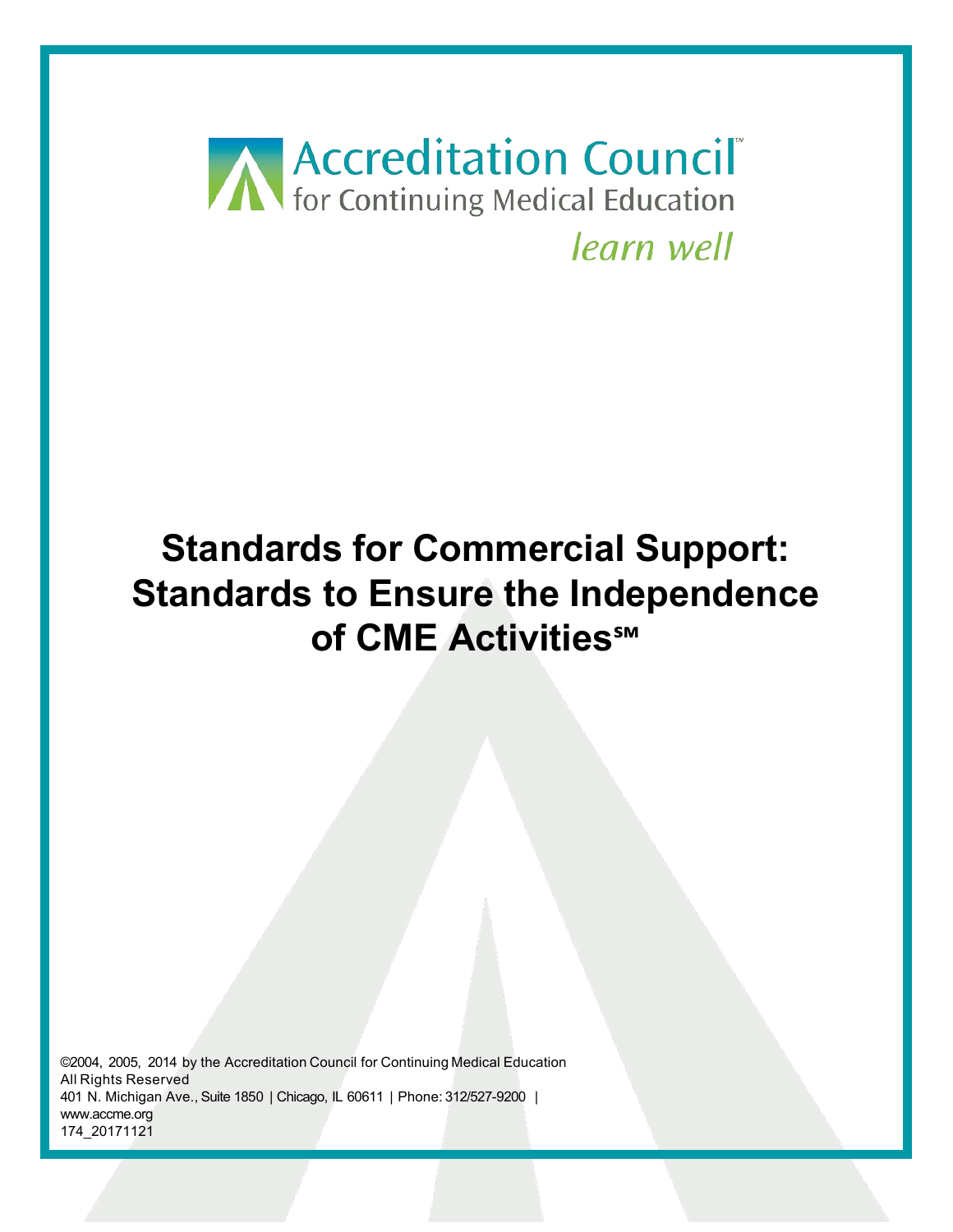Accreditation Council™
for Continuing Medical Education
*learn well*

# Standards for Commercial Support: Standards to Ensure the Independence of CME Activities℠

©2004, 2005, 2014 by the Accreditation Council for Continuing Medical Education
All Rights Reserved
401 N. Michigan Ave., Suite 1850 | Chicago, IL 60611 | Phone: 312/527-9200 |
www.accme.org
174_20171121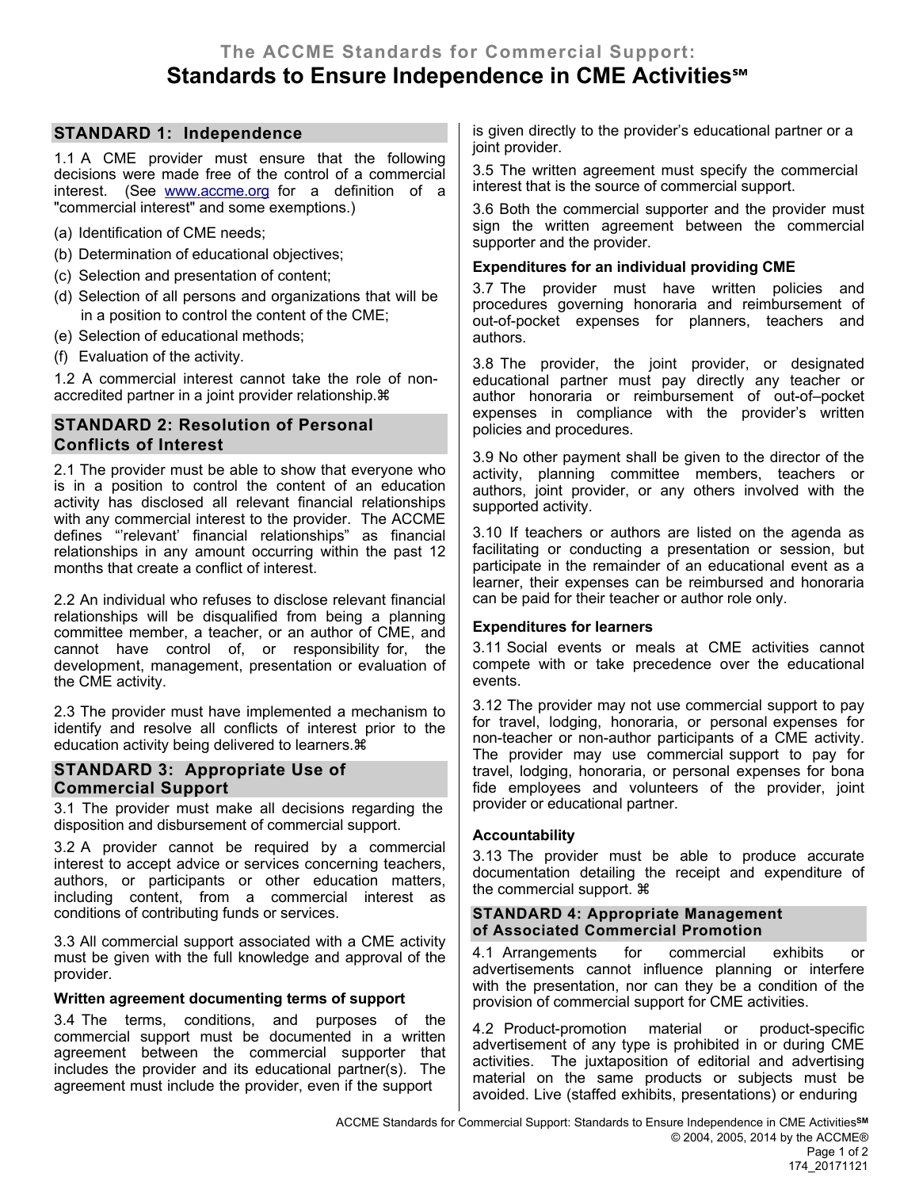The ACCME Standards for Commercial Support:

# Standards to Ensure Independence in CME Activities℠

## STANDARD 1: Independence

1.1 A CME provider must ensure that the following decisions were made free of the control of a commercial interest. (See www.accme.org for a definition of a "commercial interest" and some exemptions.)

(a) Identification of CME needs;
(b) Determination of educational objectives;
(c) Selection and presentation of content;
(d) Selection of all persons and organizations that will be in a position to control the content of the CME;
(e) Selection of educational methods;
(f) Evaluation of the activity.

1.2 A commercial interest cannot take the role of non-accredited partner in a joint provider relationship.⌘

## STANDARD 2: Resolution of Personal Conflicts of Interest

2.1 The provider must be able to show that everyone who is in a position to control the content of an education activity has disclosed all relevant financial relationships with any commercial interest to the provider. The ACCME defines "'relevant' financial relationships" as financial relationships in any amount occurring within the past 12 months that create a conflict of interest.

2.2 An individual who refuses to disclose relevant financial relationships will be disqualified from being a planning committee member, a teacher, or an author of CME, and cannot have control of, or responsibility for, the development, management, presentation or evaluation of the CME activity.

2.3 The provider must have implemented a mechanism to identify and resolve all conflicts of interest prior to the education activity being delivered to learners.⌘

## STANDARD 3: Appropriate Use of Commercial Support

3.1 The provider must make all decisions regarding the disposition and disbursement of commercial support.

3.2 A provider cannot be required by a commercial interest to accept advice or services concerning teachers, authors, or participants or other education matters, including content, from a commercial interest as conditions of contributing funds or services.

3.3 All commercial support associated with a CME activity must be given with the full knowledge and approval of the provider.

### Written agreement documenting terms of support

3.4 The terms, conditions, and purposes of the commercial support must be documented in a written agreement between the commercial supporter that includes the provider and its educational partner(s). The agreement must include the provider, even if the support is given directly to the provider's educational partner or a joint provider.

3.5 The written agreement must specify the commercial interest that is the source of commercial support.

3.6 Both the commercial supporter and the provider must sign the written agreement between the commercial supporter and the provider.

### Expenditures for an individual providing CME

3.7 The provider must have written policies and procedures governing honoraria and reimbursement of out-of-pocket expenses for planners, teachers and authors.

3.8 The provider, the joint provider, or designated educational partner must pay directly any teacher or author honoraria or reimbursement of out-of–pocket expenses in compliance with the provider's written policies and procedures.

3.9 No other payment shall be given to the director of the activity, planning committee members, teachers or authors, joint provider, or any others involved with the supported activity.

3.10 If teachers or authors are listed on the agenda as facilitating or conducting a presentation or session, but participate in the remainder of an educational event as a learner, their expenses can be reimbursed and honoraria can be paid for their teacher or author role only.

### Expenditures for learners

3.11 Social events or meals at CME activities cannot compete with or take precedence over the educational events.

3.12 The provider may not use commercial support to pay for travel, lodging, honoraria, or personal expenses for non-teacher or non-author participants of a CME activity. The provider may use commercial support to pay for travel, lodging, honoraria, or personal expenses for bona fide employees and volunteers of the provider, joint provider or educational partner.

### Accountability

3.13 The provider must be able to produce accurate documentation detailing the receipt and expenditure of the commercial support. ⌘

## STANDARD 4: Appropriate Management of Associated Commercial Promotion

4.1 Arrangements for commercial exhibits or advertisements cannot influence planning or interfere with the presentation, nor can they be a condition of the provision of commercial support for CME activities.

4.2 Product-promotion material or product-specific advertisement of any type is prohibited in or during CME activities. The juxtaposition of editorial and advertising material on the same products or subjects must be avoided. Live (staffed exhibits, presentations) or enduring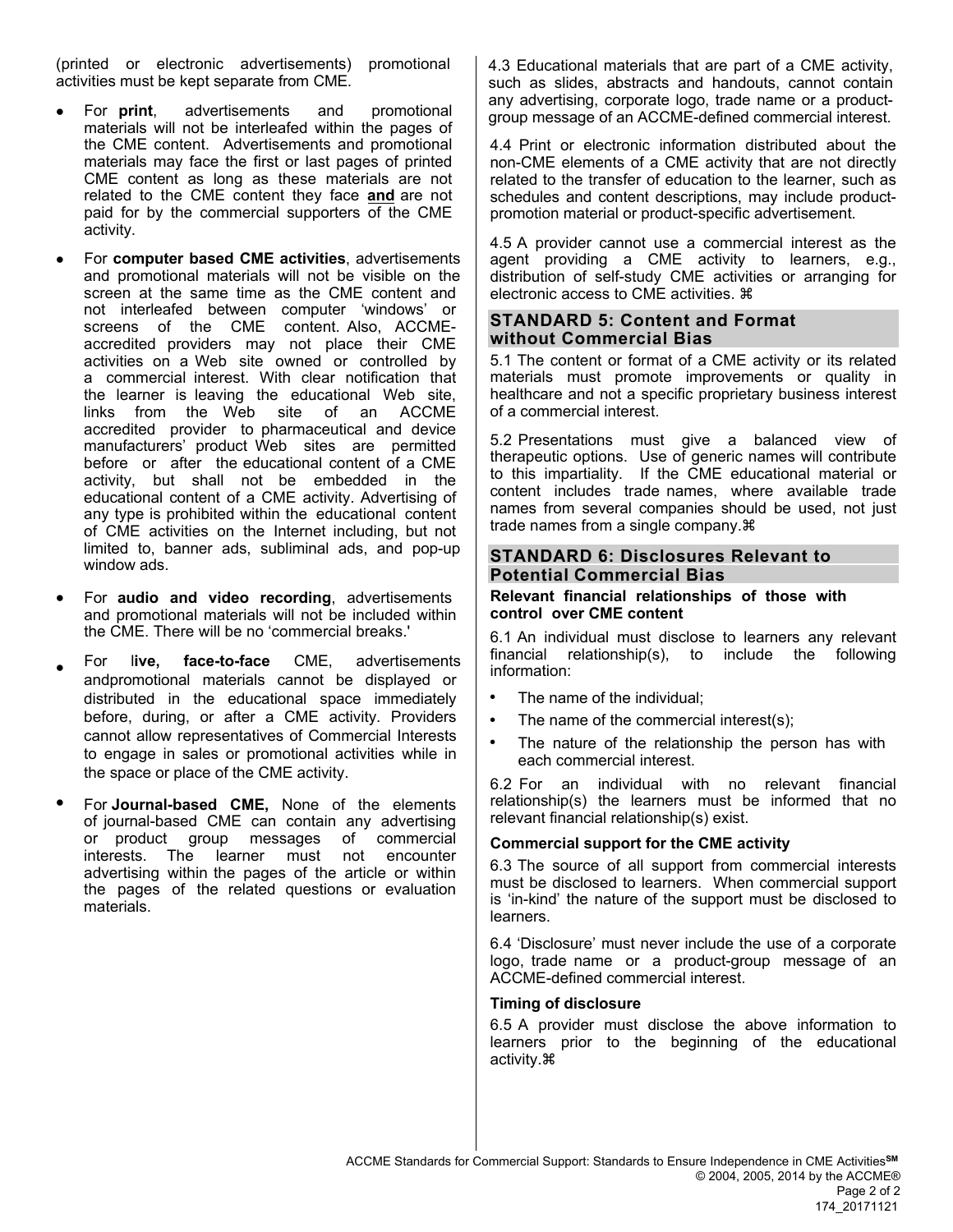(printed or electronic advertisements) promotional activities must be kept separate from CME.

- For **print**, advertisements and promotional materials will not be interleafed within the pages of the CME content. Advertisements and promotional materials may face the first or last pages of printed CME content as long as these materials are not related to the CME content they face **and** are not paid for by the commercial supporters of the CME activity.
- For **computer based CME activities**, advertisements and promotional materials will not be visible on the screen at the same time as the CME content and not interleafed between computer 'windows' or screens of the CME content. Also, ACCME-accredited providers may not place their CME activities on a Web site owned or controlled by a commercial interest. With clear notification that the learner is leaving the educational Web site, links from the Web site of an ACCME accredited provider to pharmaceutical and device manufacturers' product Web sites are permitted before or after the educational content of a CME activity, but shall not be embedded in the educational content of a CME activity. Advertising of any type is prohibited within the educational content of CME activities on the Internet including, but not limited to, banner ads, subliminal ads, and pop-up window ads.
- For **audio and video recording**, advertisements and promotional materials will not be included within the CME. There will be no 'commercial breaks.'
- For l**ive, face-to-face** CME, advertisements andpromotional materials cannot be displayed or distributed in the educational space immediately before, during, or after a CME activity. Providers cannot allow representatives of Commercial Interests to engage in sales or promotional activities while in the space or place of the CME activity.
- For **Journal-based CME,** None of the elements of journal-based CME can contain any advertising or product group messages of commercial interests. The learner must not encounter advertising within the pages of the article or within the pages of the related questions or evaluation materials.

4.3 Educational materials that are part of a CME activity, such as slides, abstracts and handouts, cannot contain any advertising, corporate logo, trade name or a product-group message of an ACCME-defined commercial interest.

4.4 Print or electronic information distributed about the non-CME elements of a CME activity that are not directly related to the transfer of education to the learner, such as schedules and content descriptions, may include product-promotion material or product-specific advertisement.

4.5 A provider cannot use a commercial interest as the agent providing a CME activity to learners, e.g., distribution of self-study CME activities or arranging for electronic access to CME activities. ⌘

## STANDARD 5: Content and Format without Commercial Bias

5.1 The content or format of a CME activity or its related materials must promote improvements or quality in healthcare and not a specific proprietary business interest of a commercial interest.

5.2 Presentations must give a balanced view of therapeutic options. Use of generic names will contribute to this impartiality. If the CME educational material or content includes trade names, where available trade names from several companies should be used, not just trade names from a single company.⌘

## STANDARD 6: Disclosures Relevant to Potential Commercial Bias

**Relevant financial relationships of those with control over CME content**

6.1 An individual must disclose to learners any relevant financial relationship(s), to include the following information:

- The name of the individual;
- The name of the commercial interest(s);
- The nature of the relationship the person has with each commercial interest.

6.2 For an individual with no relevant financial relationship(s) the learners must be informed that no relevant financial relationship(s) exist.

**Commercial support for the CME activity**

6.3 The source of all support from commercial interests must be disclosed to learners. When commercial support is 'in-kind' the nature of the support must be disclosed to learners.

6.4 'Disclosure' must never include the use of a corporate logo, trade name or a product-group message of an ACCME-defined commercial interest.

**Timing of disclosure**

6.5 A provider must disclose the above information to learners prior to the beginning of the educational activity.⌘